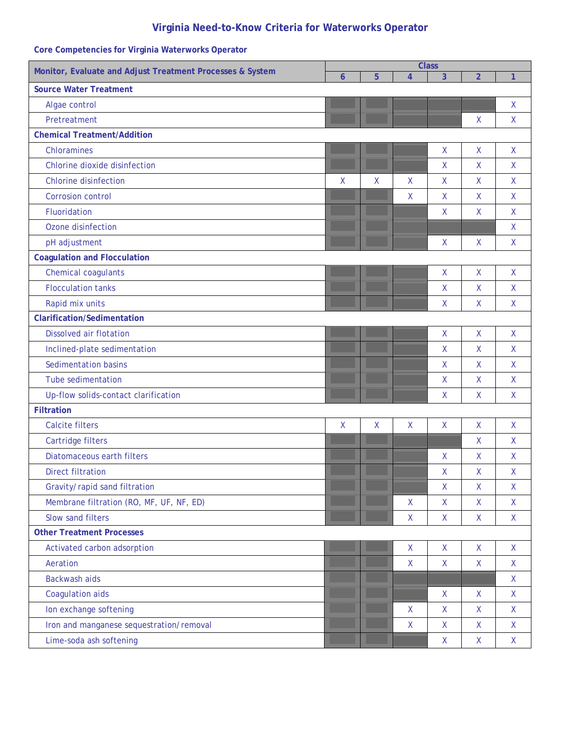# Virginia Need-to-Know Criteria for Waterworks Operator

## Core Competencies for Virginia Waterworks Operator

| Monitor, Evaluate and Adjust Treatment Processes & System | Class | | | | | |
|---|---|---|---|---|---|---|
| | 6 | 5 | 4 | 3 | 2 | 1 |
| **Source Water Treatment** | | | | | | |
| Algae control | | | | | | X |
| Pretreatment | | | | | X | X |
| **Chemical Treatment/Addition** | | | | | | |
| Chloramines | | | | X | X | X |
| Chlorine dioxide disinfection | | | | X | X | X |
| Chlorine disinfection | X | X | X | X | X | X |
| Corrosion control | | | X | X | X | X |
| Fluoridation | | | | X | X | X |
| Ozone disinfection | | | | | | X |
| pH adjustment | | | | X | X | X |
| **Coagulation and Flocculation** | | | | | | |
| Chemical coagulants | | | | X | X | X |
| Flocculation tanks | | | | X | X | X |
| Rapid mix units | | | | X | X | X |
| **Clarification/Sedimentation** | | | | | | |
| Dissolved air flotation | | | | X | X | X |
| Inclined-plate sedimentation | | | | X | X | X |
| Sedimentation basins | | | | X | X | X |
| Tube sedimentation | | | | X | X | X |
| Up-flow solids-contact clarification | | | | X | X | X |
| **Filtration** | | | | | | |
| Calcite filters | X | X | X | X | X | X |
| Cartridge filters | | | | | X | X |
| Diatomaceous earth filters | | | | X | X | X |
| Direct filtration | | | | X | X | X |
| Gravity/rapid sand filtration | | | | X | X | X |
| Membrane filtration (RO, MF, UF, NF, ED) | | | X | X | X | X |
| Slow sand filters | | | X | X | X | X |
| **Other Treatment Processes** | | | | | | |
| Activated carbon adsorption | | | X | X | X | X |
| Aeration | | | X | X | X | X |
| Backwash aids | | | | | | X |
| Coagulation aids | | | | X | X | X |
| Ion exchange softening | | | X | X | X | X |
| Iron and manganese sequestration/removal | | | X | X | X | X |
| Lime-soda ash softening | | | | X | X | X |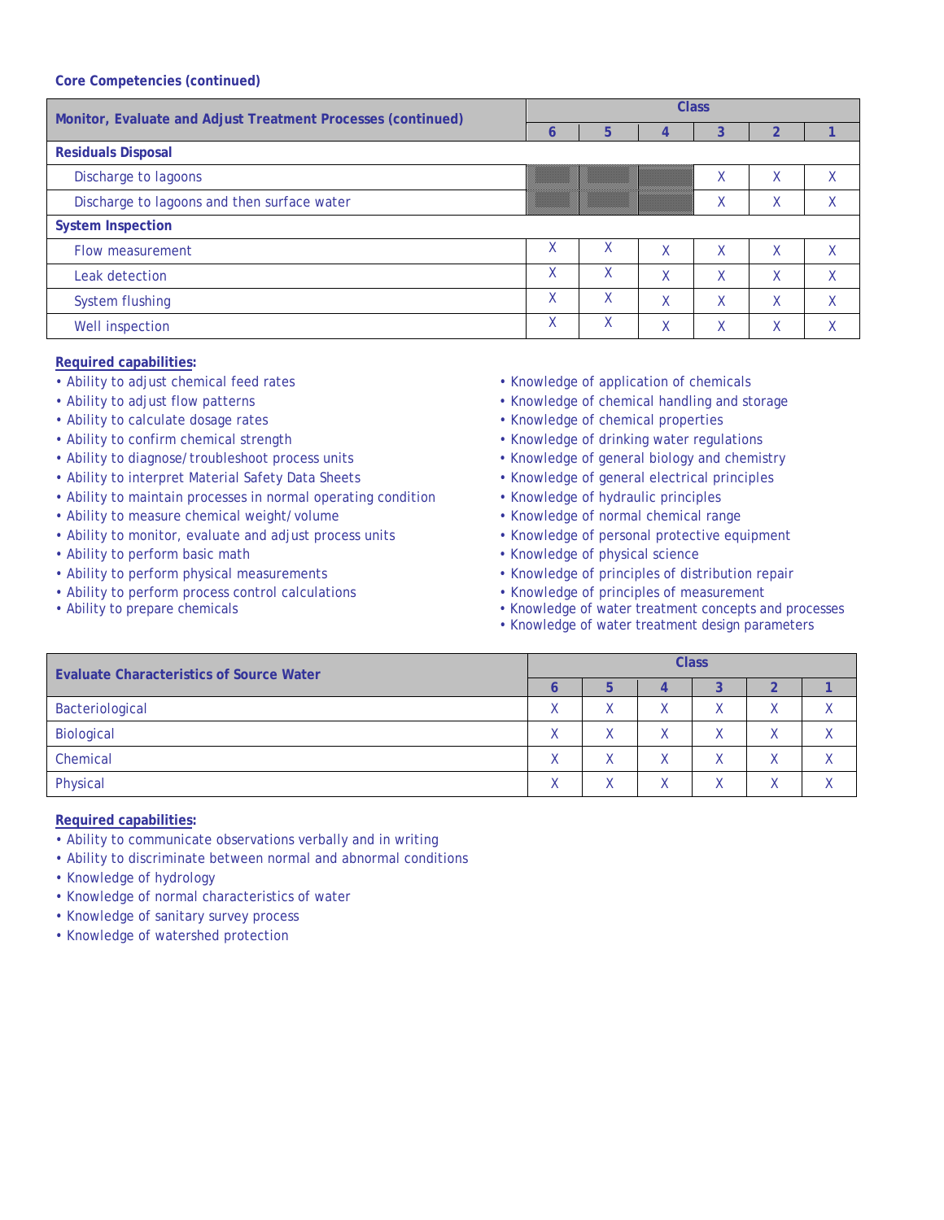**Core Competencies (continued)**

| Monitor, Evaluate and Adjust Treatment Processes (continued) | Class | | | | | |
|---|---|---|---|---|---|---|
| | 6 | 5 | 4 | 3 | 2 | 1 |
| **Residuals Disposal** | | | | | | |
| Discharge to lagoons | | | | X | X | X |
| Discharge to lagoons and then surface water | | | | X | X | X |
| **System Inspection** | | | | | | |
| Flow measurement | X | X | X | X | X | X |
| Leak detection | X | X | X | X | X | X |
| System flushing | X | X | X | X | X | X |
| Well inspection | X | X | X | X | X | X |

**Required capabilities:**

- Ability to adjust chemical feed rates
- Ability to adjust flow patterns
- Ability to calculate dosage rates
- Ability to confirm chemical strength
- Ability to diagnose/troubleshoot process units
- Ability to interpret Material Safety Data Sheets
- Ability to maintain processes in normal operating condition
- Ability to measure chemical weight/volume
- Ability to monitor, evaluate and adjust process units
- Ability to perform basic math
- Ability to perform physical measurements
- Ability to perform process control calculations
- Ability to prepare chemicals
- Knowledge of application of chemicals
- Knowledge of chemical handling and storage
- Knowledge of chemical properties
- Knowledge of drinking water regulations
- Knowledge of general biology and chemistry
- Knowledge of general electrical principles
- Knowledge of hydraulic principles
- Knowledge of normal chemical range
- Knowledge of personal protective equipment
- Knowledge of physical science
- Knowledge of principles of distribution repair
- Knowledge of principles of measurement
- Knowledge of water treatment concepts and processes
- Knowledge of water treatment design parameters

| Evaluate Characteristics of Source Water | Class | | | | | |
|---|---|---|---|---|---|---|
| | 6 | 5 | 4 | 3 | 2 | 1 |
| Bacteriological | X | X | X | X | X | X |
| Biological | X | X | X | X | X | X |
| Chemical | X | X | X | X | X | X |
| Physical | X | X | X | X | X | X |

**Required capabilities:**

- Ability to communicate observations verbally and in writing
- Ability to discriminate between normal and abnormal conditions
- Knowledge of hydrology
- Knowledge of normal characteristics of water
- Knowledge of sanitary survey process
- Knowledge of watershed protection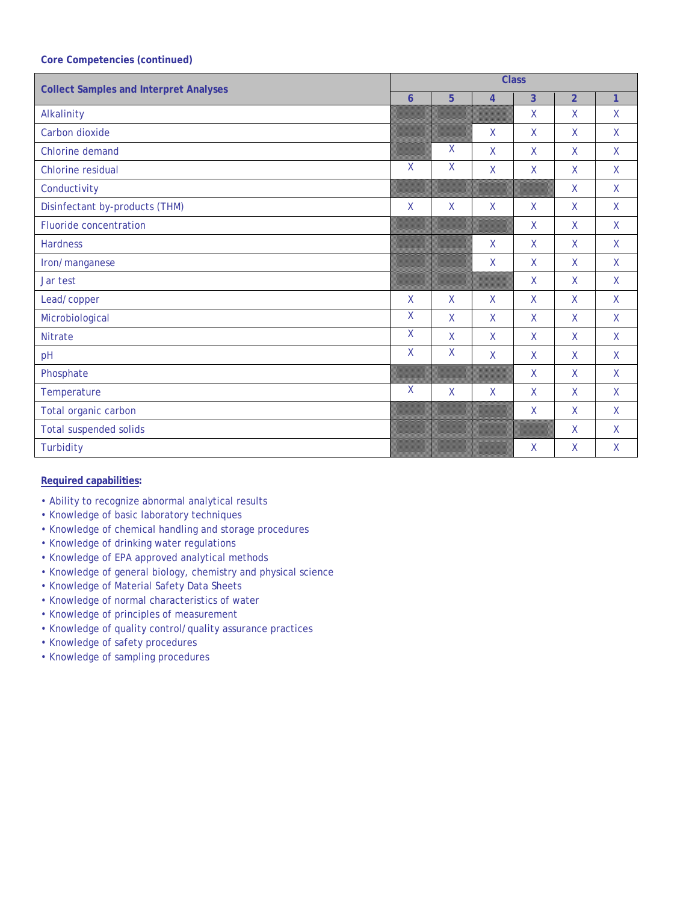**Core Competencies (continued)**

| Collect Samples and Interpret Analyses | Class | | | | | |
|---|---|---|---|---|---|---|
| | 6 | 5 | 4 | 3 | 2 | 1 |
| Alkalinity | | | | X | X | X |
| Carbon dioxide | | | X | X | X | X |
| Chlorine demand | | X | X | X | X | X |
| Chlorine residual | X | X | X | X | X | X |
| Conductivity | | | | | X | X |
| Disinfectant by-products (THM) | X | X | X | X | X | X |
| Fluoride concentration | | | | X | X | X |
| Hardness | | | X | X | X | X |
| Iron/manganese | | | X | X | X | X |
| Jar test | | | | X | X | X |
| Lead/copper | X | X | X | X | X | X |
| Microbiological | X | X | X | X | X | X |
| Nitrate | X | X | X | X | X | X |
| pH | X | X | X | X | X | X |
| Phosphate | | | | X | X | X |
| Temperature | X | X | X | X | X | X |
| Total organic carbon | | | | X | X | X |
| Total suspended solids | | | | | X | X |
| Turbidity | | | | X | X | X |

**Required capabilities:**

- Ability to recognize abnormal analytical results
- Knowledge of basic laboratory techniques
- Knowledge of chemical handling and storage procedures
- Knowledge of drinking water regulations
- Knowledge of EPA approved analytical methods
- Knowledge of general biology, chemistry and physical science
- Knowledge of Material Safety Data Sheets
- Knowledge of normal characteristics of water
- Knowledge of principles of measurement
- Knowledge of quality control/quality assurance practices
- Knowledge of safety procedures
- Knowledge of sampling procedures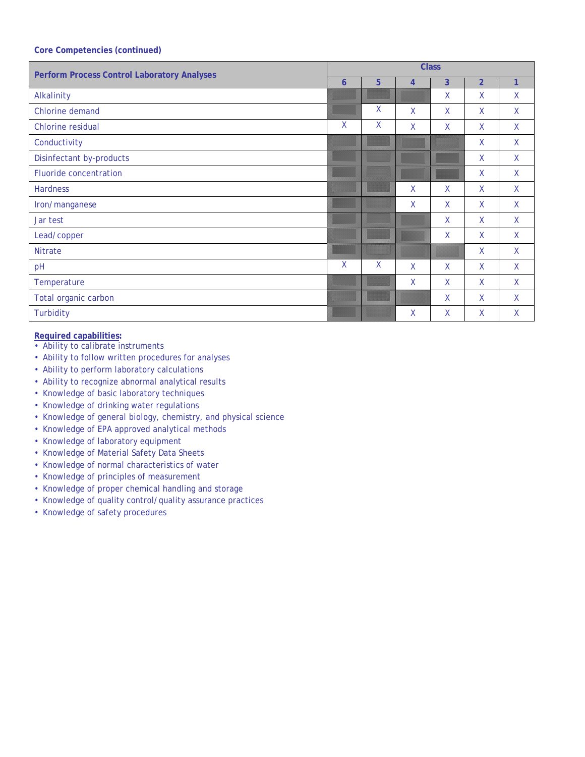**Core Competencies (continued)**

| Perform Process Control Laboratory Analyses | Class | | | | | |
|---|---|---|---|---|---|---|
| | 6 | 5 | 4 | 3 | 2 | 1 |
| Alkalinity | | | | X | X | X |
| Chlorine demand | | X | X | X | X | X |
| Chlorine residual | X | X | X | X | X | X |
| Conductivity | | | | | X | X |
| Disinfectant by-products | | | | | X | X |
| Fluoride concentration | | | | | X | X |
| Hardness | | | X | X | X | X |
| Iron/manganese | | | X | X | X | X |
| Jar test | | | | X | X | X |
| Lead/copper | | | | X | X | X |
| Nitrate | | | | | X | X |
| pH | X | X | X | X | X | X |
| Temperature | | | X | X | X | X |
| Total organic carbon | | | | X | X | X |
| Turbidity | | | X | X | X | X |

**Required capabilities:**

- Ability to calibrate instruments
- Ability to follow written procedures for analyses
- Ability to perform laboratory calculations
- Ability to recognize abnormal analytical results
- Knowledge of basic laboratory techniques
- Knowledge of drinking water regulations
- Knowledge of general biology, chemistry, and physical science
- Knowledge of EPA approved analytical methods
- Knowledge of laboratory equipment
- Knowledge of Material Safety Data Sheets
- Knowledge of normal characteristics of water
- Knowledge of principles of measurement
- Knowledge of proper chemical handling and storage
- Knowledge of quality control/quality assurance practices
- Knowledge of safety procedures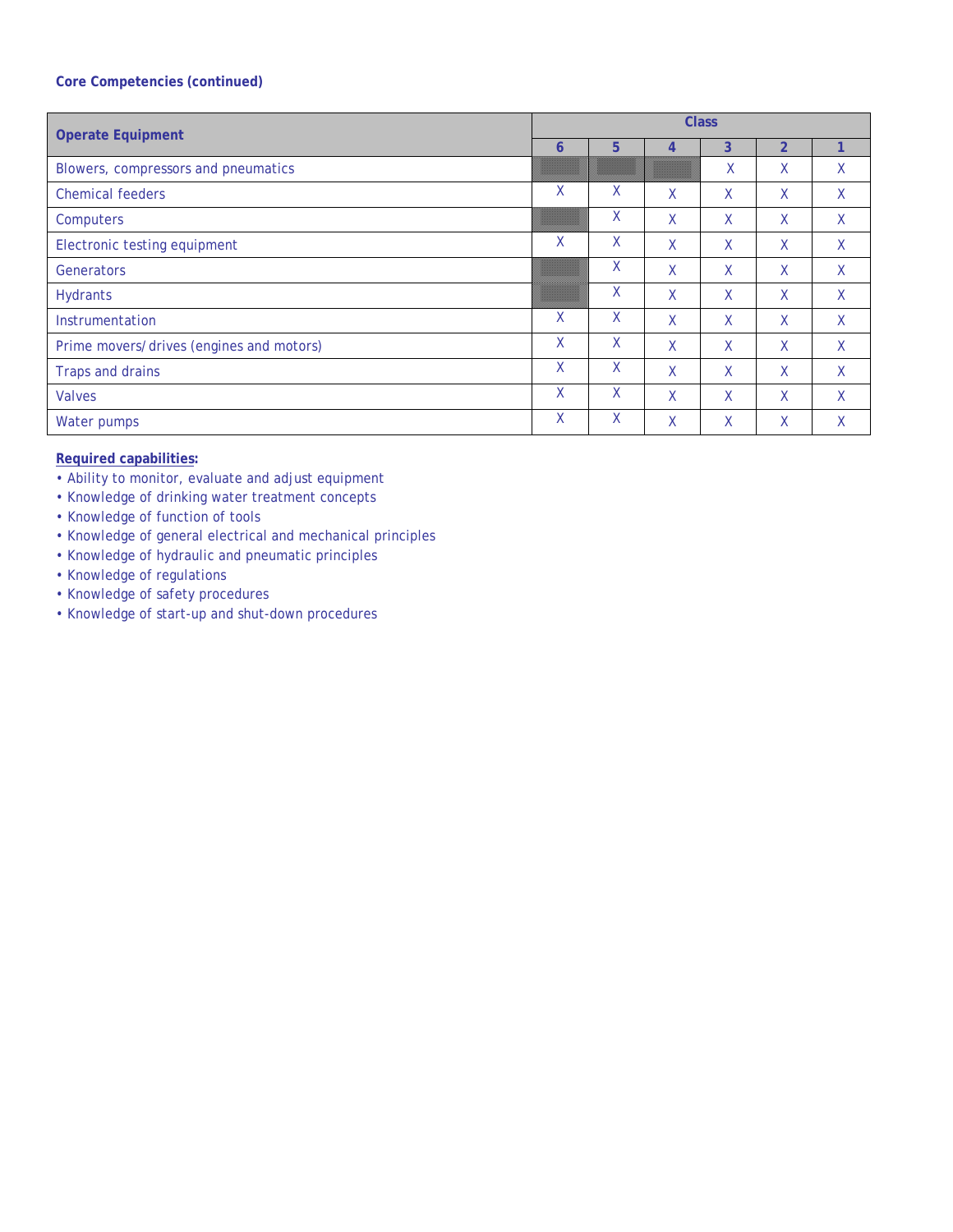**Core Competencies (continued)**

| Operate Equipment | Class | | | | | |
|---|---|---|---|---|---|---|
| | 6 | 5 | 4 | 3 | 2 | 1 |
| Blowers, compressors and pneumatics | | | | X | X | X |
| Chemical feeders | X | X | X | X | X | X |
| Computers | | X | X | X | X | X |
| Electronic testing equipment | X | X | X | X | X | X |
| Generators | | X | X | X | X | X |
| Hydrants | | X | X | X | X | X |
| Instrumentation | X | X | X | X | X | X |
| Prime movers/drives (engines and motors) | X | X | X | X | X | X |
| Traps and drains | X | X | X | X | X | X |
| Valves | X | X | X | X | X | X |
| Water pumps | X | X | X | X | X | X |

**Required capabilities:**

- Ability to monitor, evaluate and adjust equipment
- Knowledge of drinking water treatment concepts
- Knowledge of function of tools
- Knowledge of general electrical and mechanical principles
- Knowledge of hydraulic and pneumatic principles
- Knowledge of regulations
- Knowledge of safety procedures
- Knowledge of start-up and shut-down procedures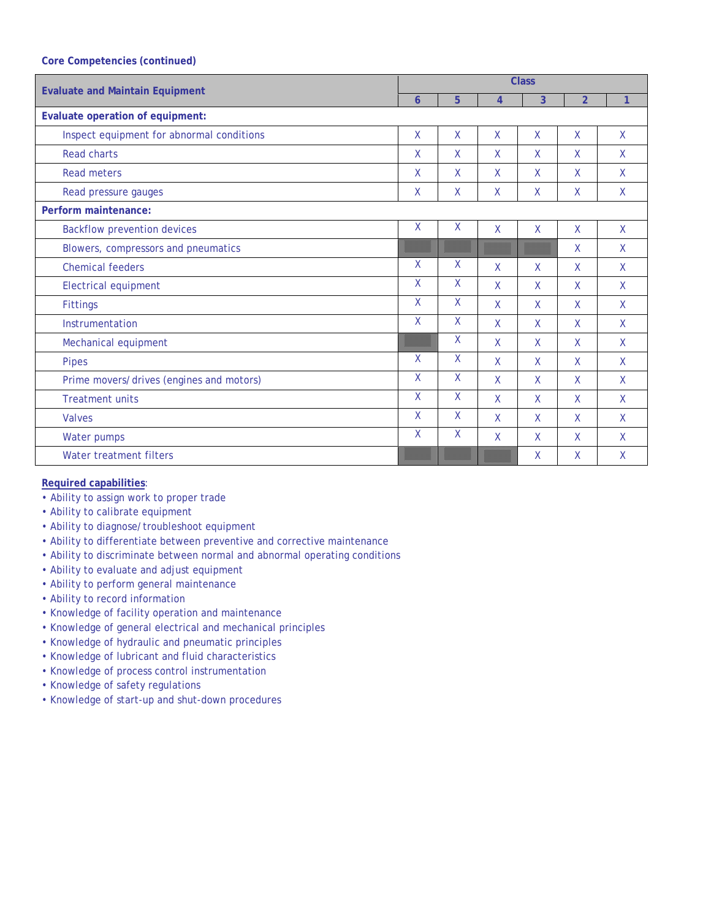**Core Competencies (continued)**

| Evaluate and Maintain Equipment | Class | | | | | |
|---|---|---|---|---|---|---|
| | 6 | 5 | 4 | 3 | 2 | 1 |
| **Evaluate operation of equipment:** | | | | | | |
| Inspect equipment for abnormal conditions | X | X | X | X | X | X |
| Read charts | X | X | X | X | X | X |
| Read meters | X | X | X | X | X | X |
| Read pressure gauges | X | X | X | X | X | X |
| **Perform maintenance:** | | | | | | |
| Backflow prevention devices | X | X | X | X | X | X |
| Blowers, compressors and pneumatics | | | | | X | X |
| Chemical feeders | X | X | X | X | X | X |
| Electrical equipment | X | X | X | X | X | X |
| Fittings | X | X | X | X | X | X |
| Instrumentation | X | X | X | X | X | X |
| Mechanical equipment | | X | X | X | X | X |
| Pipes | X | X | X | X | X | X |
| Prime movers/drives (engines and motors) | X | X | X | X | X | X |
| Treatment units | X | X | X | X | X | X |
| Valves | X | X | X | X | X | X |
| Water pumps | X | X | X | X | X | X |
| Water treatment filters | | | | X | X | X |

**Required capabilities**:

- Ability to assign work to proper trade
- Ability to calibrate equipment
- Ability to diagnose/troubleshoot equipment
- Ability to differentiate between preventive and corrective maintenance
- Ability to discriminate between normal and abnormal operating conditions
- Ability to evaluate and adjust equipment
- Ability to perform general maintenance
- Ability to record information
- Knowledge of facility operation and maintenance
- Knowledge of general electrical and mechanical principles
- Knowledge of hydraulic and pneumatic principles
- Knowledge of lubricant and fluid characteristics
- Knowledge of process control instrumentation
- Knowledge of safety regulations
- Knowledge of start-up and shut-down procedures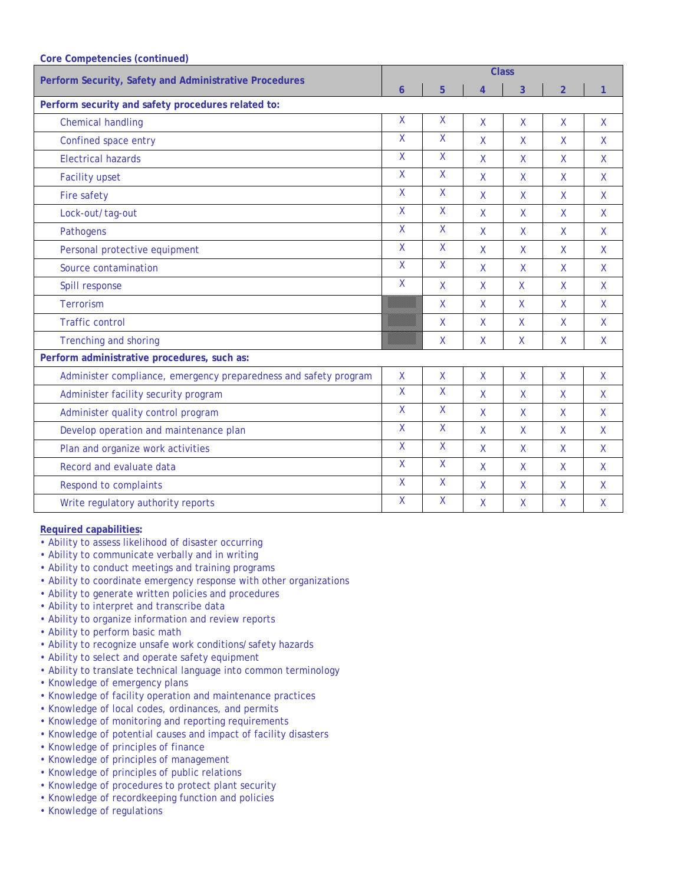**Core Competencies (continued)**

| Perform Security, Safety and Administrative Procedures | Class | | | | | |
|---|---|---|---|---|---|---|
| | 6 | 5 | 4 | 3 | 2 | 1 |
| **Perform security and safety procedures related to:** | | | | | | |
| Chemical handling | X | X | X | X | X | X |
| Confined space entry | X | X | X | X | X | X |
| Electrical hazards | X | X | X | X | X | X |
| Facility upset | X | X | X | X | X | X |
| Fire safety | X | X | X | X | X | X |
| Lock-out/tag-out | X | X | X | X | X | X |
| Pathogens | X | X | X | X | X | X |
| Personal protective equipment | X | X | X | X | X | X |
| Source contamination | X | X | X | X | X | X |
| Spill response | X | X | X | X | X | X |
| Terrorism | | X | X | X | X | X |
| Traffic control | | X | X | X | X | X |
| Trenching and shoring | | X | X | X | X | X |
| **Perform administrative procedures, such as:** | | | | | | |
| Administer compliance, emergency preparedness and safety program | X | X | X | X | X | X |
| Administer facility security program | X | X | X | X | X | X |
| Administer quality control program | X | X | X | X | X | X |
| Develop operation and maintenance plan | X | X | X | X | X | X |
| Plan and organize work activities | X | X | X | X | X | X |
| Record and evaluate data | X | X | X | X | X | X |
| Respond to complaints | X | X | X | X | X | X |
| Write regulatory authority reports | X | X | X | X | X | X |

**Required capabilities:**

- Ability to assess likelihood of disaster occurring
- Ability to communicate verbally and in writing
- Ability to conduct meetings and training programs
- Ability to coordinate emergency response with other organizations
- Ability to generate written policies and procedures
- Ability to interpret and transcribe data
- Ability to organize information and review reports
- Ability to perform basic math
- Ability to recognize unsafe work conditions/safety hazards
- Ability to select and operate safety equipment
- Ability to translate technical language into common terminology
- Knowledge of emergency plans
- Knowledge of facility operation and maintenance practices
- Knowledge of local codes, ordinances, and permits
- Knowledge of monitoring and reporting requirements
- Knowledge of potential causes and impact of facility disasters
- Knowledge of principles of finance
- Knowledge of principles of management
- Knowledge of principles of public relations
- Knowledge of procedures to protect plant security
- Knowledge of recordkeeping function and policies
- Knowledge of regulations